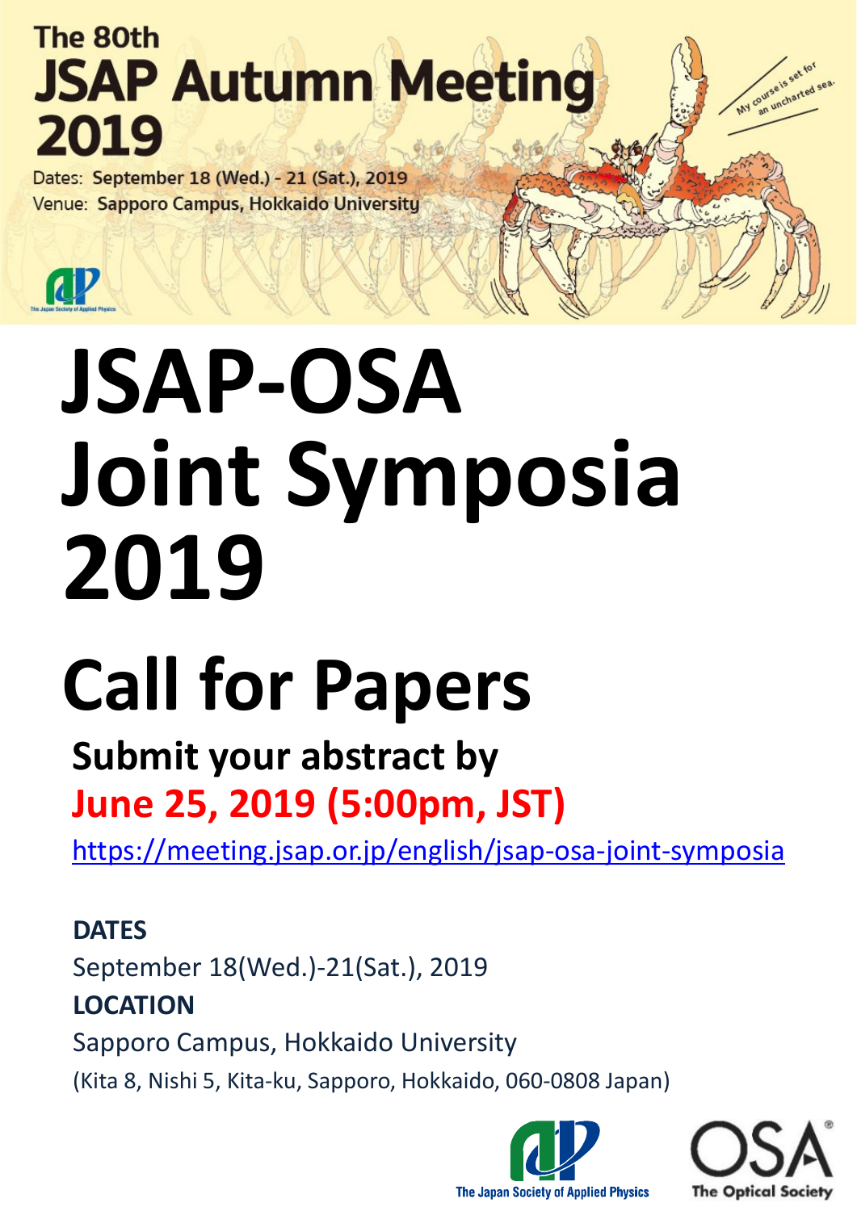The 80th

# JSAP Autumn Meeting 2019

Dates: September 18 (Wed.) - 21 (Sat.), 2019

Venue: Sapporo Campus, Hokkaido University

My course is set for an uncharted sea.

The Japan Society of Applied Physics

# JSAP-OSA Joint Symposia 2019

# Call for Papers

## Submit your abstract by

## June 25, 2019 (5:00pm, JST)

https://meeting.jsap.or.jp/english/jsap-osa-joint-symposia

**DATES**

September 18(Wed.)-21(Sat.), 2019

**LOCATION**

Sapporo Campus, Hokkaido University

(Kita 8, Nishi 5, Kita-ku, Sapporo, Hokkaido, 060-0808 Japan)

The Japan Society of Applied Physics

OSA The Optical Society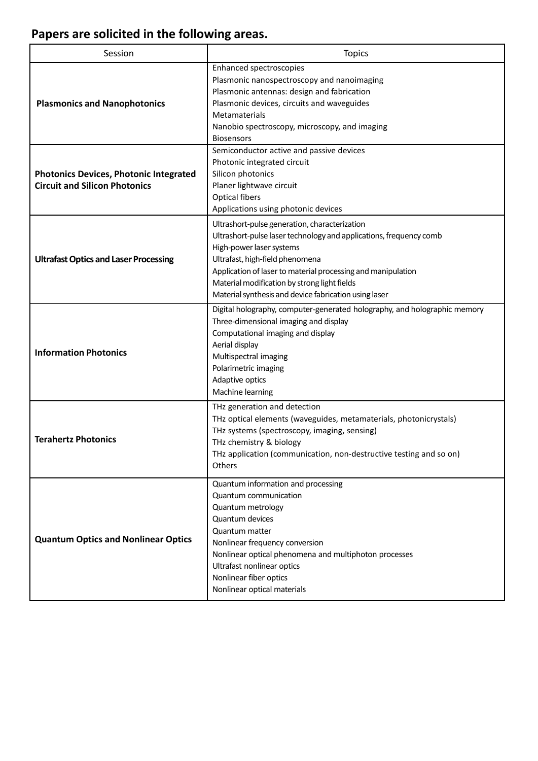## Papers are solicited in the following areas.

| Session | Topics |
|---|---|
| **Plasmonics and Nanophotonics** | Enhanced spectroscopies<br>Plasmonic nanospectroscopy and nanoimaging<br>Plasmonic antennas: design and fabrication<br>Plasmonic devices, circuits and waveguides<br>Metamaterials<br>Nanobio spectroscopy, microscopy, and imaging<br>Biosensors |
| **Photonics Devices, Photonic Integrated Circuit and Silicon Photonics** | Semiconductor active and passive devices<br>Photonic integrated circuit<br>Silicon photonics<br>Planer lightwave circuit<br>Optical fibers<br>Applications using photonic devices |
| **Ultrafast Optics and Laser Processing** | Ultrashort-pulse generation, characterization<br>Ultrashort-pulse laser technology and applications, frequency comb<br>High-power laser systems<br>Ultrafast, high-field phenomena<br>Application of laser to material processing and manipulation<br>Material modification by strong light fields<br>Material synthesis and device fabrication using laser |
| **Information Photonics** | Digital holography, computer-generated holography, and holographic memory<br>Three-dimensional imaging and display<br>Computational imaging and display<br>Aerial display<br>Multispectral imaging<br>Polarimetric imaging<br>Adaptive optics<br>Machine learning |
| **Terahertz Photonics** | THz generation and detection<br>THz optical elements (waveguides, metamaterials, photonicrystals)<br>THz systems (spectroscopy, imaging, sensing)<br>THz chemistry & biology<br>THz application (communication, non-destructive testing and so on)<br>Others |
| **Quantum Optics and Nonlinear Optics** | Quantum information and processing<br>Quantum communication<br>Quantum metrology<br>Quantum devices<br>Quantum matter<br>Nonlinear frequency conversion<br>Nonlinear optical phenomena and multiphoton processes<br>Ultrafast nonlinear optics<br>Nonlinear fiber optics<br>Nonlinear optical materials |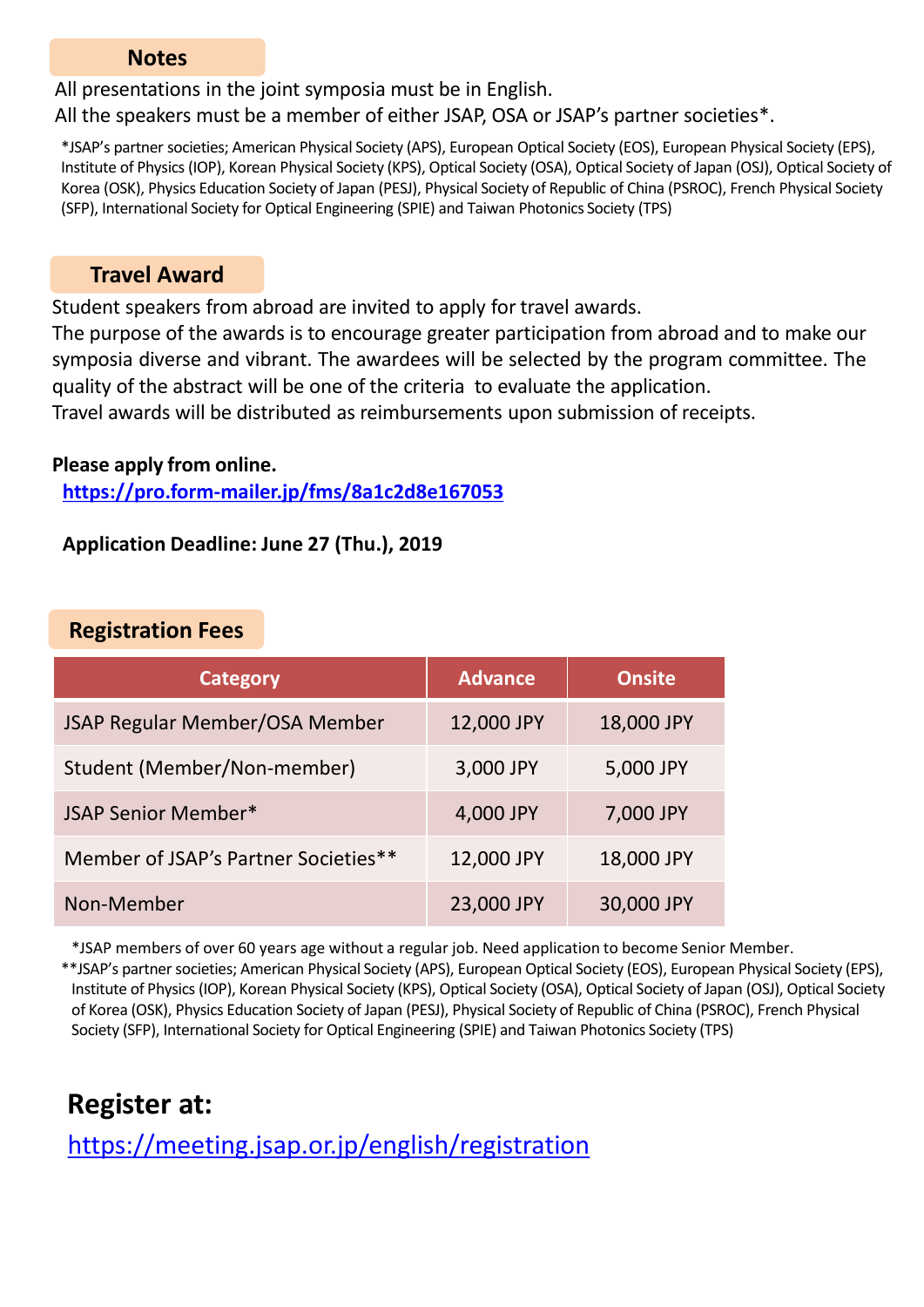## Notes

All presentations in the joint symposia must be in English.
All the speakers must be a member of either JSAP, OSA or JSAP's partner societies*.

*JSAP's partner societies; American Physical Society (APS), European Optical Society (EOS), European Physical Society (EPS), Institute of Physics (IOP), Korean Physical Society (KPS), Optical Society (OSA), Optical Society of Japan (OSJ), Optical Society of Korea (OSK), Physics Education Society of Japan (PESJ), Physical Society of Republic of China (PSROC), French Physical Society (SFP), International Society for Optical Engineering (SPIE) and Taiwan Photonics Society (TPS)

## Travel Award

Student speakers from abroad are invited to apply for travel awards.
The purpose of the awards is to encourage greater participation from abroad and to make our symposia diverse and vibrant. The awardees will be selected by the program committee. The quality of the abstract will be one of the criteria to evaluate the application.
Travel awards will be distributed as reimbursements upon submission of receipts.

**Please apply from online.**
https://pro.form-mailer.jp/fms/8a1c2d8e167053

**Application Deadline: June 27 (Thu.), 2019**

## Registration Fees

| Category | Advance | Onsite |
|---|---|---|
| JSAP Regular Member/OSA Member | 12,000 JPY | 18,000 JPY |
| Student (Member/Non-member) | 3,000 JPY | 5,000 JPY |
| JSAP Senior Member* | 4,000 JPY | 7,000 JPY |
| Member of JSAP's Partner Societies** | 12,000 JPY | 18,000 JPY |
| Non-Member | 23,000 JPY | 30,000 JPY |

*JSAP members of over 60 years age without a regular job. Need application to become Senior Member.
**JSAP's partner societies; American Physical Society (APS), European Optical Society (EOS), European Physical Society (EPS), Institute of Physics (IOP), Korean Physical Society (KPS), Optical Society (OSA), Optical Society of Japan (OSJ), Optical Society of Korea (OSK), Physics Education Society of Japan (PESJ), Physical Society of Republic of China (PSROC), French Physical Society (SFP), International Society for Optical Engineering (SPIE) and Taiwan Photonics Society (TPS)

## Register at:

https://meeting.jsap.or.jp/english/registration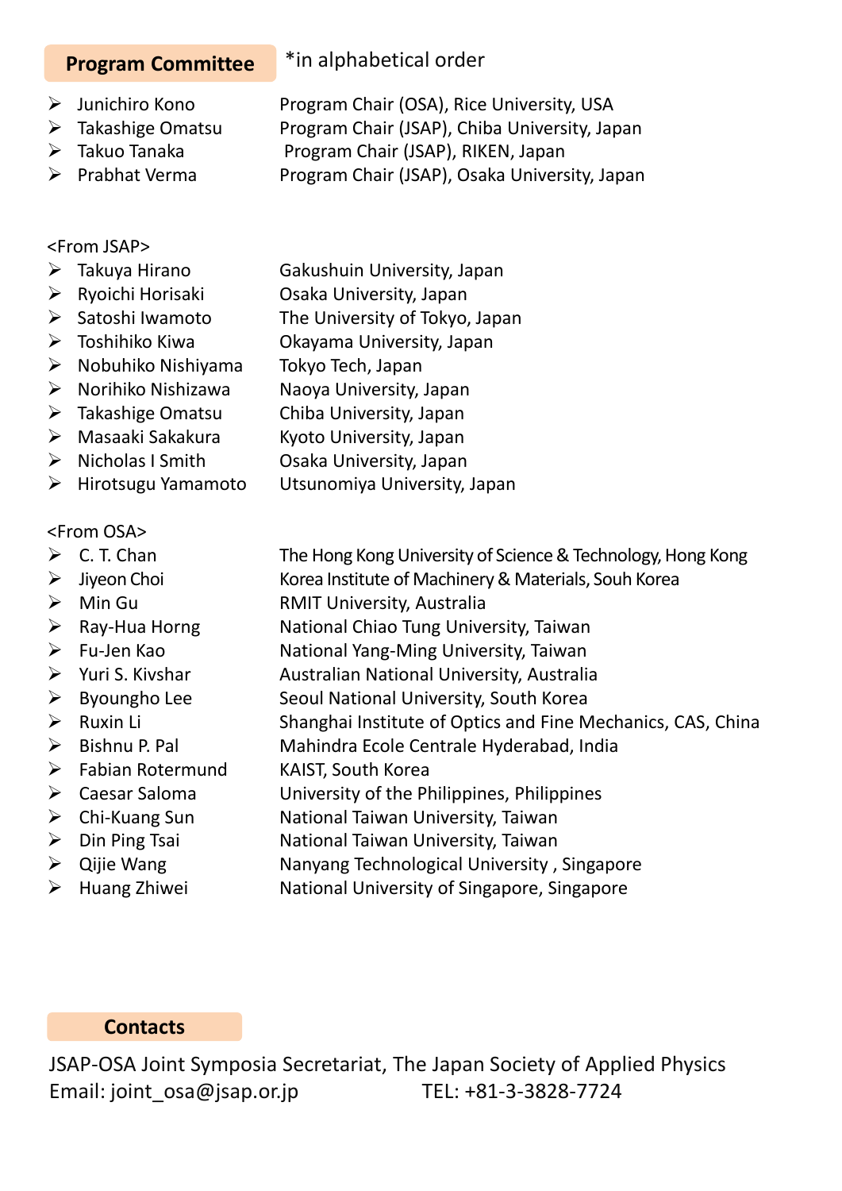## Program Committee

*in alphabetical order

- Junichiro Kono — Program Chair (OSA), Rice University, USA
- Takashige Omatsu — Program Chair (JSAP), Chiba University, Japan
- Takuo Tanaka — Program Chair (JSAP), RIKEN, Japan
- Prabhat Verma — Program Chair (JSAP), Osaka University, Japan

<From JSAP>

- Takuya Hirano — Gakushuin University, Japan
- Ryoichi Horisaki — Osaka University, Japan
- Satoshi Iwamoto — The University of Tokyo, Japan
- Toshihiko Kiwa — Okayama University, Japan
- Nobuhiko Nishiyama — Tokyo Tech, Japan
- Norihiko Nishizawa — Naoya University, Japan
- Takashige Omatsu — Chiba University, Japan
- Masaaki Sakakura — Kyoto University, Japan
- Nicholas I Smith — Osaka University, Japan
- Hirotsugu Yamamoto — Utsunomiya University, Japan

<From OSA>

- C. T. Chan — The Hong Kong University of Science & Technology, Hong Kong
- Jiyeon Choi — Korea Institute of Machinery & Materials, Souh Korea
- Min Gu — RMIT University, Australia
- Ray-Hua Horng — National Chiao Tung University, Taiwan
- Fu-Jen Kao — National Yang-Ming University, Taiwan
- Yuri S. Kivshar — Australian National University, Australia
- Byoungho Lee — Seoul National University, South Korea
- Ruxin Li — Shanghai Institute of Optics and Fine Mechanics, CAS, China
- Bishnu P. Pal — Mahindra Ecole Centrale Hyderabad, India
- Fabian Rotermund — KAIST, South Korea
- Caesar Saloma — University of the Philippines, Philippines
- Chi-Kuang Sun — National Taiwan University, Taiwan
- Din Ping Tsai — National Taiwan University, Taiwan
- Qijie Wang — Nanyang Technological University , Singapore
- Huang Zhiwei — National University of Singapore, Singapore

## Contacts

JSAP-OSA Joint Symposia Secretariat, The Japan Society of Applied Physics
Email: joint_osa@jsap.or.jp TEL: +81-3-3828-7724